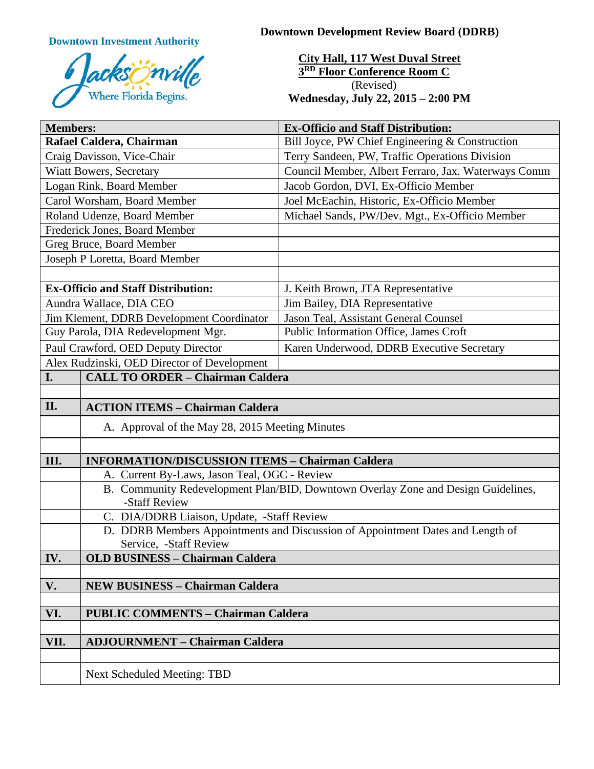**Downtown Investment Authority**

Jacksonville Where Florida Begins.

**Downtown Development Review Board (DDRB)**

**City Hall, 117 West Duval Street**
**3RD Floor Conference Room C**
(Revised)
**Wednesday, July 22, 2015 – 2:00 PM**

| **Members:** | **Ex-Officio and Staff Distribution:** |
|---|---|
| **Rafael Caldera, Chairman** | Bill Joyce, PW Chief Engineering & Construction |
| Craig Davisson, Vice-Chair | Terry Sandeen, PW, Traffic Operations Division |
| Wiatt Bowers, Secretary | Council Member, Albert Ferraro, Jax. Waterways Comm |
| Logan Rink, Board Member | Jacob Gordon, DVI, Ex-Officio Member |
| Carol Worsham, Board Member | Joel McEachin, Historic, Ex-Officio Member |
| Roland Udenze, Board Member | Michael Sands, PW/Dev. Mgt., Ex-Officio Member |
| Frederick Jones, Board Member | |
| Greg Bruce, Board Member | |
| Joseph P Loretta, Board Member | |
| | |
| **Ex-Officio and Staff Distribution:** | J. Keith Brown, JTA Representative |
| Aundra Wallace, DIA CEO | Jim Bailey, DIA Representative |
| Jim Klement, DDRB Development Coordinator | Jason Teal, Assistant General Counsel |
| Guy Parola, DIA Redevelopment Mgr. | Public Information Office, James Croft |
| Paul Crawford, OED Deputy Director | Karen Underwood, DDRB Executive Secretary |
| Alex Rudzinski, OED Director of Development | |

| | |
|---|---|
| **I.** | **CALL TO ORDER – Chairman Caldera** |
| | |
| **II.** | **ACTION ITEMS – Chairman Caldera** |
| | A. Approval of the May 28, 2015 Meeting Minutes |
| | |
| **III.** | **INFORMATION/DISCUSSION ITEMS – Chairman Caldera** |
| | A. Current By-Laws, Jason Teal, OGC - Review |
| | B. Community Redevelopment Plan/BID, Downtown Overlay Zone and Design Guidelines, -Staff Review |
| | C. DIA/DDRB Liaison, Update, -Staff Review |
| | D. DDRB Members Appointments and Discussion of Appointment Dates and Length of Service, -Staff Review |
| **IV.** | **OLD BUSINESS – Chairman Caldera** |
| | |
| **V.** | **NEW BUSINESS – Chairman Caldera** |
| | |
| **VI.** | **PUBLIC COMMENTS – Chairman Caldera** |
| | |
| **VII.** | **ADJOURNMENT – Chairman Caldera** |
| | |
| | Next Scheduled Meeting: TBD |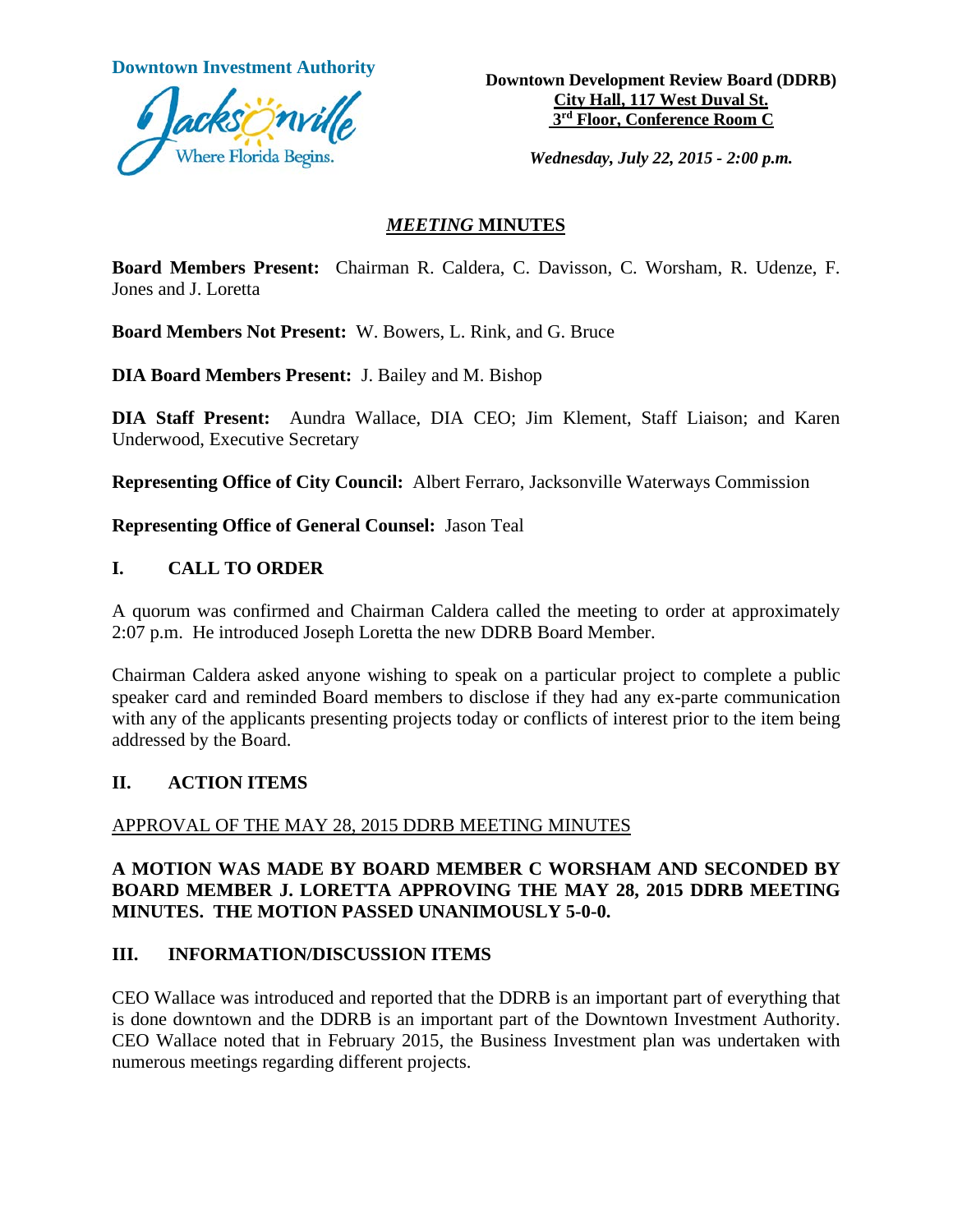**Downtown Investment Authority**

**Downtown Development Review Board (DDRB)**
**City Hall, 117 West Duval St.**
**3rd Floor, Conference Room C**

***Wednesday, July 22, 2015 - 2:00 p.m.***

# *MEETING* MINUTES

**Board Members Present:** Chairman R. Caldera, C. Davisson, C. Worsham, R. Udenze, F. Jones and J. Loretta

**Board Members Not Present:** W. Bowers, L. Rink, and G. Bruce

**DIA Board Members Present:** J. Bailey and M. Bishop

**DIA Staff Present:** Aundra Wallace, DIA CEO; Jim Klement, Staff Liaison; and Karen Underwood, Executive Secretary

**Representing Office of City Council:** Albert Ferraro, Jacksonville Waterways Commission

**Representing Office of General Counsel:** Jason Teal

## I. CALL TO ORDER

A quorum was confirmed and Chairman Caldera called the meeting to order at approximately 2:07 p.m. He introduced Joseph Loretta the new DDRB Board Member.

Chairman Caldera asked anyone wishing to speak on a particular project to complete a public speaker card and reminded Board members to disclose if they had any ex-parte communication with any of the applicants presenting projects today or conflicts of interest prior to the item being addressed by the Board.

## II. ACTION ITEMS

APPROVAL OF THE MAY 28, 2015 DDRB MEETING MINUTES

**A MOTION WAS MADE BY BOARD MEMBER C WORSHAM AND SECONDED BY BOARD MEMBER J. LORETTA APPROVING THE MAY 28, 2015 DDRB MEETING MINUTES. THE MOTION PASSED UNANIMOUSLY 5-0-0.**

## III. INFORMATION/DISCUSSION ITEMS

CEO Wallace was introduced and reported that the DDRB is an important part of everything that is done downtown and the DDRB is an important part of the Downtown Investment Authority. CEO Wallace noted that in February 2015, the Business Investment plan was undertaken with numerous meetings regarding different projects.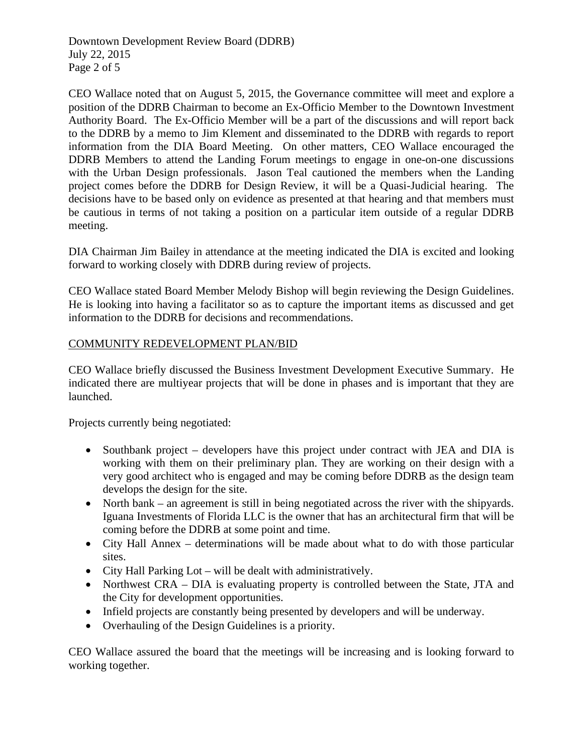CEO Wallace noted that on August 5, 2015, the Governance committee will meet and explore a position of the DDRB Chairman to become an Ex-Officio Member to the Downtown Investment Authority Board. The Ex-Officio Member will be a part of the discussions and will report back to the DDRB by a memo to Jim Klement and disseminated to the DDRB with regards to report information from the DIA Board Meeting. On other matters, CEO Wallace encouraged the DDRB Members to attend the Landing Forum meetings to engage in one-on-one discussions with the Urban Design professionals. Jason Teal cautioned the members when the Landing project comes before the DDRB for Design Review, it will be a Quasi-Judicial hearing. The decisions have to be based only on evidence as presented at that hearing and that members must be cautious in terms of not taking a position on a particular item outside of a regular DDRB meeting.

DIA Chairman Jim Bailey in attendance at the meeting indicated the DIA is excited and looking forward to working closely with DDRB during review of projects.

CEO Wallace stated Board Member Melody Bishop will begin reviewing the Design Guidelines. He is looking into having a facilitator so as to capture the important items as discussed and get information to the DDRB for decisions and recommendations.

COMMUNITY REDEVELOPMENT PLAN/BID

CEO Wallace briefly discussed the Business Investment Development Executive Summary. He indicated there are multiyear projects that will be done in phases and is important that they are launched.

Projects currently being negotiated:

- Southbank project – developers have this project under contract with JEA and DIA is working with them on their preliminary plan. They are working on their design with a very good architect who is engaged and may be coming before DDRB as the design team develops the design for the site.
- North bank – an agreement is still in being negotiated across the river with the shipyards. Iguana Investments of Florida LLC is the owner that has an architectural firm that will be coming before the DDRB at some point and time.
- City Hall Annex – determinations will be made about what to do with those particular sites.
- City Hall Parking Lot – will be dealt with administratively.
- Northwest CRA – DIA is evaluating property is controlled between the State, JTA and the City for development opportunities.
- Infield projects are constantly being presented by developers and will be underway.
- Overhauling of the Design Guidelines is a priority.

CEO Wallace assured the board that the meetings will be increasing and is looking forward to working together.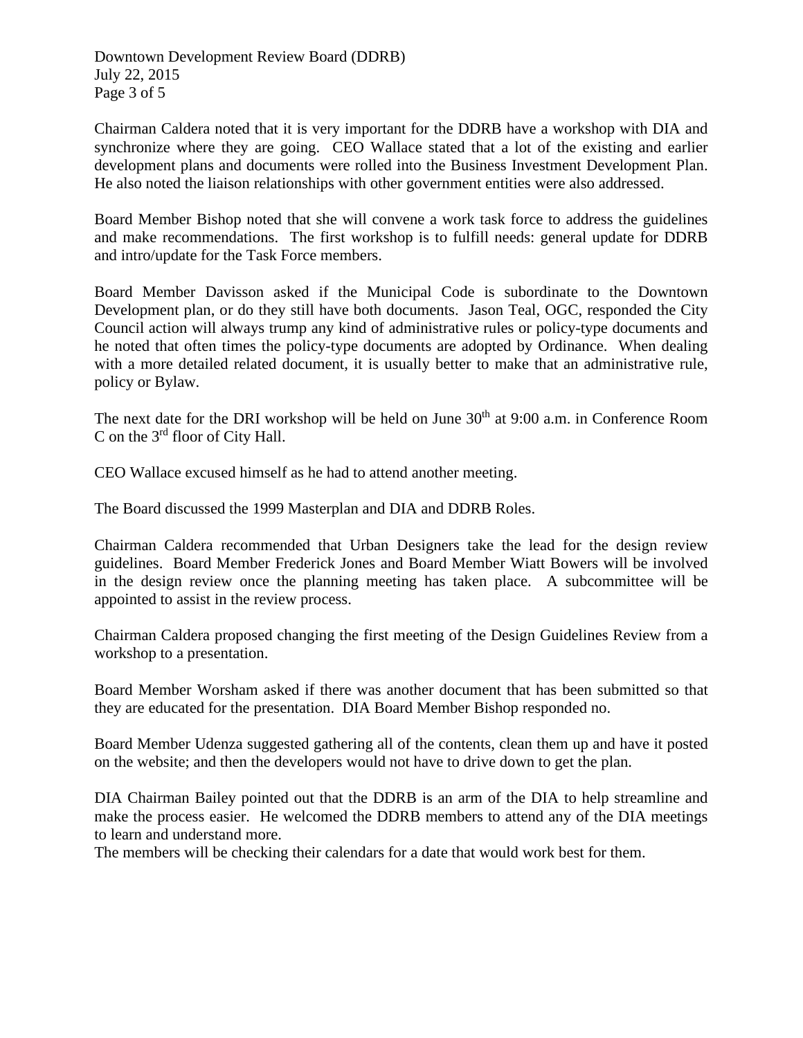Chairman Caldera noted that it is very important for the DDRB have a workshop with DIA and synchronize where they are going. CEO Wallace stated that a lot of the existing and earlier development plans and documents were rolled into the Business Investment Development Plan. He also noted the liaison relationships with other government entities were also addressed.

Board Member Bishop noted that she will convene a work task force to address the guidelines and make recommendations. The first workshop is to fulfill needs: general update for DDRB and intro/update for the Task Force members.

Board Member Davisson asked if the Municipal Code is subordinate to the Downtown Development plan, or do they still have both documents. Jason Teal, OGC, responded the City Council action will always trump any kind of administrative rules or policy-type documents and he noted that often times the policy-type documents are adopted by Ordinance. When dealing with a more detailed related document, it is usually better to make that an administrative rule, policy or Bylaw.

The next date for the DRI workshop will be held on June 30th at 9:00 a.m. in Conference Room C on the 3rd floor of City Hall.

CEO Wallace excused himself as he had to attend another meeting.

The Board discussed the 1999 Masterplan and DIA and DDRB Roles.

Chairman Caldera recommended that Urban Designers take the lead for the design review guidelines. Board Member Frederick Jones and Board Member Wiatt Bowers will be involved in the design review once the planning meeting has taken place. A subcommittee will be appointed to assist in the review process.

Chairman Caldera proposed changing the first meeting of the Design Guidelines Review from a workshop to a presentation.

Board Member Worsham asked if there was another document that has been submitted so that they are educated for the presentation. DIA Board Member Bishop responded no.

Board Member Udenza suggested gathering all of the contents, clean them up and have it posted on the website; and then the developers would not have to drive down to get the plan.

DIA Chairman Bailey pointed out that the DDRB is an arm of the DIA to help streamline and make the process easier. He welcomed the DDRB members to attend any of the DIA meetings to learn and understand more.
The members will be checking their calendars for a date that would work best for them.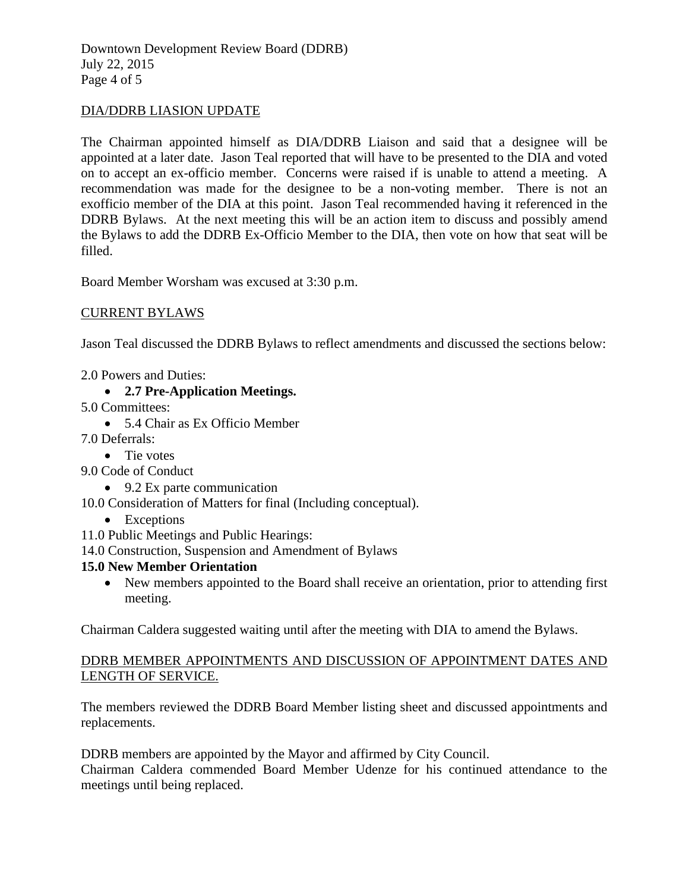## DIA/DDRB LIASION UPDATE

The Chairman appointed himself as DIA/DDRB Liaison and said that a designee will be appointed at a later date. Jason Teal reported that will have to be presented to the DIA and voted on to accept an ex-officio member. Concerns were raised if is unable to attend a meeting. A recommendation was made for the designee to be a non-voting member. There is not an exofficio member of the DIA at this point. Jason Teal recommended having it referenced in the DDRB Bylaws. At the next meeting this will be an action item to discuss and possibly amend the Bylaws to add the DDRB Ex-Officio Member to the DIA, then vote on how that seat will be filled.

Board Member Worsham was excused at 3:30 p.m.

## CURRENT BYLAWS

Jason Teal discussed the DDRB Bylaws to reflect amendments and discussed the sections below:

2.0 Powers and Duties:
- **2.7 Pre-Application Meetings.**

5.0 Committees:
- 5.4 Chair as Ex Officio Member

7.0 Deferrals:
- Tie votes

9.0 Code of Conduct
- 9.2 Ex parte communication

10.0 Consideration of Matters for final (Including conceptual).
- Exceptions

11.0 Public Meetings and Public Hearings:

14.0 Construction, Suspension and Amendment of Bylaws

**15.0 New Member Orientation**
- New members appointed to the Board shall receive an orientation, prior to attending first meeting.

Chairman Caldera suggested waiting until after the meeting with DIA to amend the Bylaws.

## DDRB MEMBER APPOINTMENTS AND DISCUSSION OF APPOINTMENT DATES AND LENGTH OF SERVICE.

The members reviewed the DDRB Board Member listing sheet and discussed appointments and replacements.

DDRB members are appointed by the Mayor and affirmed by City Council.
Chairman Caldera commended Board Member Udenze for his continued attendance to the meetings until being replaced.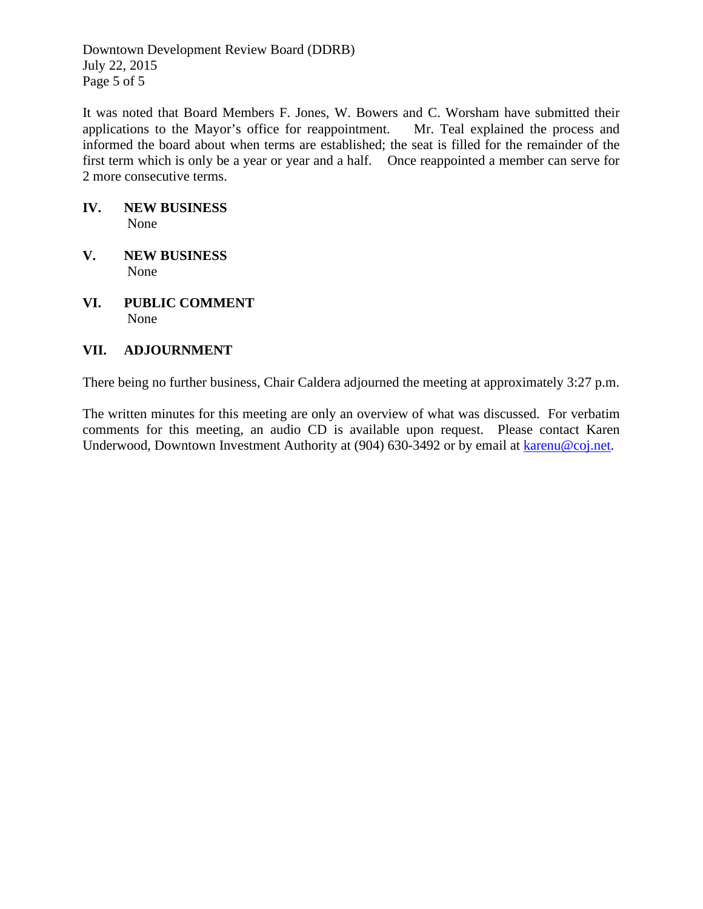It was noted that Board Members F. Jones, W. Bowers and C. Worsham have submitted their applications to the Mayor's office for reappointment. Mr. Teal explained the process and informed the board about when terms are established; the seat is filled for the remainder of the first term which is only be a year or year and a half. Once reappointed a member can serve for 2 more consecutive terms.

## IV. NEW BUSINESS

None

## V. NEW BUSINESS

None

## VI. PUBLIC COMMENT

None

## VII. ADJOURNMENT

There being no further business, Chair Caldera adjourned the meeting at approximately 3:27 p.m.

The written minutes for this meeting are only an overview of what was discussed. For verbatim comments for this meeting, an audio CD is available upon request. Please contact Karen Underwood, Downtown Investment Authority at (904) 630-3492 or by email at karenu@coj.net.